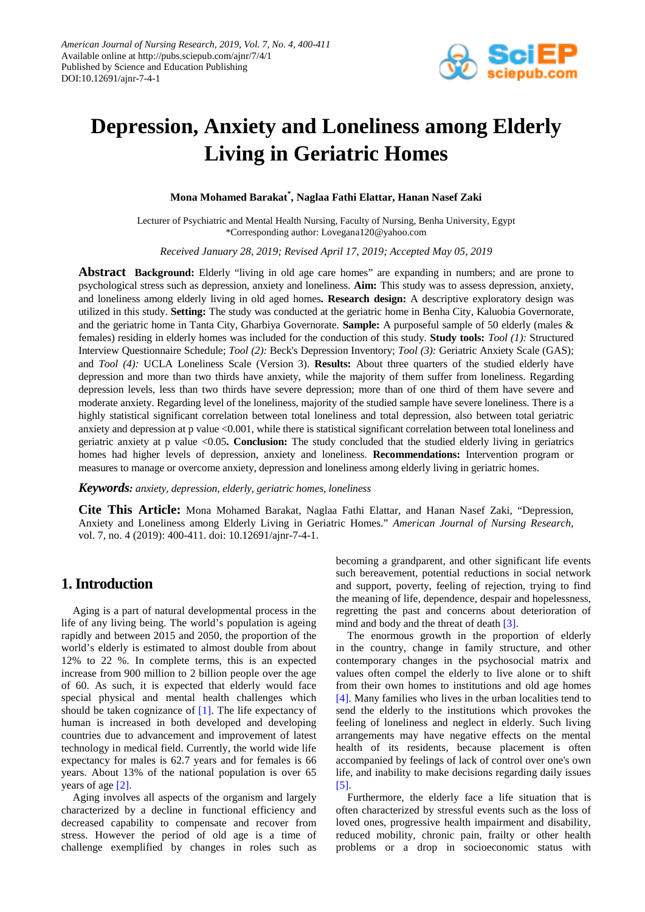# Depression, Anxiety and Loneliness among Elderly Living in Geriatric Homes

**Mona Mohamed Barakat*, Naglaa Fathi Elattar, Hanan Nasef Zaki**

Lecturer of Psychiatric and Mental Health Nursing, Faculty of Nursing, Benha University, Egypt
*Corresponding author: Lovegana120@yahoo.com

*Received January 28, 2019; Revised April 17, 2019; Accepted May 05, 2019*

**Abstract** **Background:** Elderly "living in old age care homes" are expanding in numbers; and are prone to psychological stress such as depression, anxiety and loneliness. **Aim:** This study was to assess depression, anxiety, and loneliness among elderly living in old aged homes**. Research design:** A descriptive exploratory design was utilized in this study. **Setting:** The study was conducted at the geriatric home in Benha City, Kaluobia Governorate, and the geriatric home in Tanta City, Gharbiya Governorate. **Sample:** A purposeful sample of 50 elderly (males & females) residing in elderly homes was included for the conduction of this study. **Study tools:** *Tool (1):* Structured Interview Questionnaire Schedule; *Tool (2):* Beck's Depression Inventory; *Tool (3):* Geriatric Anxiety Scale (GAS); and *Tool (4):* UCLA Loneliness Scale (Version 3). **Results:** About three quarters of the studied elderly have depression and more than two thirds have anxiety, while the majority of them suffer from loneliness. Regarding depression levels, less than two thirds have severe depression; more than of one third of them have severe and moderate anxiety. Regarding level of the loneliness, majority of the studied sample have severe loneliness. There is a highly statistical significant correlation between total loneliness and total depression, also between total geriatric anxiety and depression at p value <0.001, while there is statistical significant correlation between total loneliness and geriatric anxiety at p value <0.05**. Conclusion:** The study concluded that the studied elderly living in geriatrics homes had higher levels of depression, anxiety and loneliness. **Recommendations:** Intervention program or measures to manage or overcome anxiety, depression and loneliness among elderly living in geriatric homes.

***Keywords:*** *anxiety, depression, elderly, geriatric homes, loneliness*

**Cite This Article:** Mona Mohamed Barakat, Naglaa Fathi Elattar, and Hanan Nasef Zaki, "Depression, Anxiety and Loneliness among Elderly Living in Geriatric Homes." *American Journal of Nursing Research*, vol. 7, no. 4 (2019): 400-411. doi: 10.12691/ajnr-7-4-1.

## 1. Introduction

Aging is a part of natural developmental process in the life of any living being. The world's population is ageing rapidly and between 2015 and 2050, the proportion of the world's elderly is estimated to almost double from about 12% to 22 %. In complete terms, this is an expected increase from 900 million to 2 billion people over the age of 60. As such, it is expected that elderly would face special physical and mental health challenges which should be taken cognizance of [1]. The life expectancy of human is increased in both developed and developing countries due to advancement and improvement of latest technology in medical field. Currently, the world wide life expectancy for males is 62.7 years and for females is 66 years. About 13% of the national population is over 65 years of age [2].

Aging involves all aspects of the organism and largely characterized by a decline in functional efficiency and decreased capability to compensate and recover from stress. However the period of old age is a time of challenge exemplified by changes in roles such as becoming a grandparent, and other significant life events such bereavement, potential reductions in social network and support, poverty, feeling of rejection, trying to find the meaning of life, dependence, despair and hopelessness, regretting the past and concerns about deterioration of mind and body and the threat of death [3].

The enormous growth in the proportion of elderly in the country, change in family structure, and other contemporary changes in the psychosocial matrix and values often compel the elderly to live alone or to shift from their own homes to institutions and old age homes [4]. Many families who lives in the urban localities tend to send the elderly to the institutions which provokes the feeling of loneliness and neglect in elderly. Such living arrangements may have negative effects on the mental health of its residents, because placement is often accompanied by feelings of lack of control over one's own life, and inability to make decisions regarding daily issues [5].

Furthermore, the elderly face a life situation that is often characterized by stressful events such as the loss of loved ones, progressive health impairment and disability, reduced mobility, chronic pain, frailty or other health problems or a drop in socioeconomic status with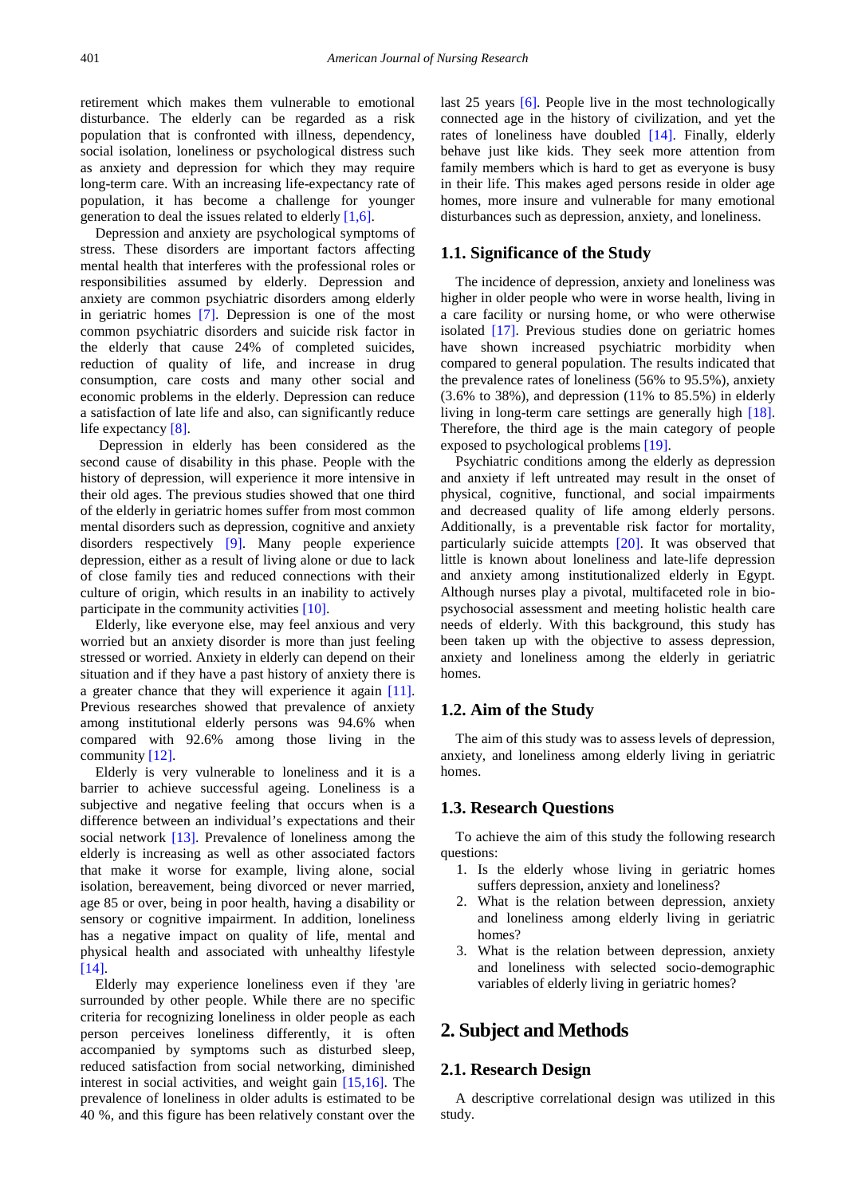retirement which makes them vulnerable to emotional disturbance. The elderly can be regarded as a risk population that is confronted with illness, dependency, social isolation, loneliness or psychological distress such as anxiety and depression for which they may require long-term care. With an increasing life-expectancy rate of population, it has become a challenge for younger generation to deal the issues related to elderly [1,6].

Depression and anxiety are psychological symptoms of stress. These disorders are important factors affecting mental health that interferes with the professional roles or responsibilities assumed by elderly. Depression and anxiety are common psychiatric disorders among elderly in geriatric homes [7]. Depression is one of the most common psychiatric disorders and suicide risk factor in the elderly that cause 24% of completed suicides, reduction of quality of life, and increase in drug consumption, care costs and many other social and economic problems in the elderly. Depression can reduce a satisfaction of late life and also, can significantly reduce life expectancy [8].

Depression in elderly has been considered as the second cause of disability in this phase. People with the history of depression, will experience it more intensive in their old ages. The previous studies showed that one third of the elderly in geriatric homes suffer from most common mental disorders such as depression, cognitive and anxiety disorders respectively [9]. Many people experience depression, either as a result of living alone or due to lack of close family ties and reduced connections with their culture of origin, which results in an inability to actively participate in the community activities [10].

Elderly, like everyone else, may feel anxious and very worried but an anxiety disorder is more than just feeling stressed or worried. Anxiety in elderly can depend on their situation and if they have a past history of anxiety there is a greater chance that they will experience it again [11]. Previous researches showed that prevalence of anxiety among institutional elderly persons was 94.6% when compared with 92.6% among those living in the community [12].

Elderly is very vulnerable to loneliness and it is a barrier to achieve successful ageing. Loneliness is a subjective and negative feeling that occurs when is a difference between an individual's expectations and their social network [13]. Prevalence of loneliness among the elderly is increasing as well as other associated factors that make it worse for example, living alone, social isolation, bereavement, being divorced or never married, age 85 or over, being in poor health, having a disability or sensory or cognitive impairment. In addition, loneliness has a negative impact on quality of life, mental and physical health and associated with unhealthy lifestyle [14].

Elderly may experience loneliness even if they 'are surrounded by other people. While there are no specific criteria for recognizing loneliness in older people as each person perceives loneliness differently, it is often accompanied by symptoms such as disturbed sleep, reduced satisfaction from social networking, diminished interest in social activities, and weight gain [15,16]. The prevalence of loneliness in older adults is estimated to be 40 %, and this figure has been relatively constant over the last 25 years [6]. People live in the most technologically connected age in the history of civilization, and yet the rates of loneliness have doubled [14]. Finally, elderly behave just like kids. They seek more attention from family members which is hard to get as everyone is busy in their life. This makes aged persons reside in older age homes, more insure and vulnerable for many emotional disturbances such as depression, anxiety, and loneliness.

### 1.1. Significance of the Study

The incidence of depression, anxiety and loneliness was higher in older people who were in worse health, living in a care facility or nursing home, or who were otherwise isolated [17]. Previous studies done on geriatric homes have shown increased psychiatric morbidity when compared to general population. The results indicated that the prevalence rates of loneliness (56% to 95.5%), anxiety (3.6% to 38%), and depression (11% to 85.5%) in elderly living in long-term care settings are generally high [18]. Therefore, the third age is the main category of people exposed to psychological problems [19].

Psychiatric conditions among the elderly as depression and anxiety if left untreated may result in the onset of physical, cognitive, functional, and social impairments and decreased quality of life among elderly persons. Additionally, is a preventable risk factor for mortality, particularly suicide attempts [20]. It was observed that little is known about loneliness and late-life depression and anxiety among institutionalized elderly in Egypt. Although nurses play a pivotal, multifaceted role in bio-psychosocial assessment and meeting holistic health care needs of elderly. With this background, this study has been taken up with the objective to assess depression, anxiety and loneliness among the elderly in geriatric homes.

### 1.2. Aim of the Study

The aim of this study was to assess levels of depression, anxiety, and loneliness among elderly living in geriatric homes.

### 1.3. Research Questions

To achieve the aim of this study the following research questions:

1. Is the elderly whose living in geriatric homes suffers depression, anxiety and loneliness?
2. What is the relation between depression, anxiety and loneliness among elderly living in geriatric homes?
3. What is the relation between depression, anxiety and loneliness with selected socio-demographic variables of elderly living in geriatric homes?

## 2. Subject and Methods

### 2.1. Research Design

A descriptive correlational design was utilized in this study.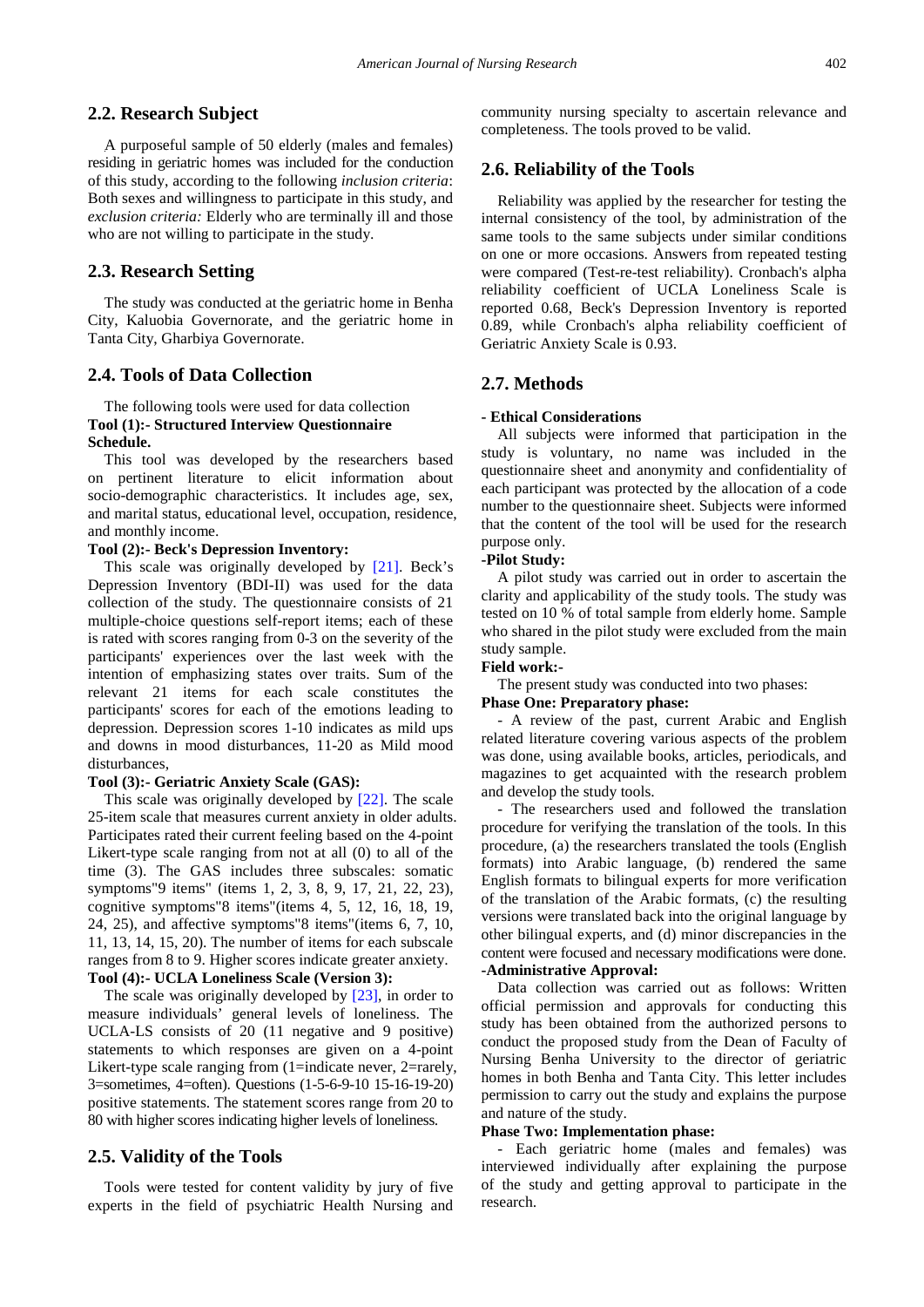## 2.2. Research Subject

A purposeful sample of 50 elderly (males and females) residing in geriatric homes was included for the conduction of this study, according to the following *inclusion criteria*: Both sexes and willingness to participate in this study, and *exclusion criteria:* Elderly who are terminally ill and those who are not willing to participate in the study.

## 2.3. Research Setting

The study was conducted at the geriatric home in Benha City, Kaluobia Governorate, and the geriatric home in Tanta City, Gharbiya Governorate.

## 2.4. Tools of Data Collection

The following tools were used for data collection

**Tool (1):- Structured Interview Questionnaire Schedule.**

This tool was developed by the researchers based on pertinent literature to elicit information about socio-demographic characteristics. It includes age, sex, and marital status, educational level, occupation, residence, and monthly income.

**Tool (2):- Beck's Depression Inventory:**

This scale was originally developed by [21]. Beck's Depression Inventory (BDI-II) was used for the data collection of the study. The questionnaire consists of 21 multiple-choice questions self-report items; each of these is rated with scores ranging from 0-3 on the severity of the participants' experiences over the last week with the intention of emphasizing states over traits. Sum of the relevant 21 items for each scale constitutes the participants' scores for each of the emotions leading to depression. Depression scores 1-10 indicates as mild ups and downs in mood disturbances, 11-20 as Mild mood disturbances,

**Tool (3):- Geriatric Anxiety Scale (GAS):**

This scale was originally developed by [22]. The scale 25-item scale that measures current anxiety in older adults. Participates rated their current feeling based on the 4-point Likert-type scale ranging from not at all (0) to all of the time (3). The GAS includes three subscales: somatic symptoms"9 items" (items 1, 2, 3, 8, 9, 17, 21, 22, 23), cognitive symptoms"8 items"(items 4, 5, 12, 16, 18, 19, 24, 25), and affective symptoms"8 items"(items 6, 7, 10, 11, 13, 14, 15, 20). The number of items for each subscale ranges from 8 to 9. Higher scores indicate greater anxiety.

**Tool (4):- UCLA Loneliness Scale (Version 3):**

The scale was originally developed by [23], in order to measure individuals' general levels of loneliness. The UCLA-LS consists of 20 (11 negative and 9 positive) statements to which responses are given on a 4-point Likert-type scale ranging from (1=indicate never, 2=rarely, 3=sometimes, 4=often). Questions (1-5-6-9-10 15-16-19-20) positive statements. The statement scores range from 20 to 80 with higher scores indicating higher levels of loneliness.

## 2.5. Validity of the Tools

Tools were tested for content validity by jury of five experts in the field of psychiatric Health Nursing and community nursing specialty to ascertain relevance and completeness. The tools proved to be valid.

## 2.6. Reliability of the Tools

Reliability was applied by the researcher for testing the internal consistency of the tool, by administration of the same tools to the same subjects under similar conditions on one or more occasions. Answers from repeated testing were compared (Test-re-test reliability). Cronbach's alpha reliability coefficient of UCLA Loneliness Scale is reported 0.68, Beck's Depression Inventory is reported 0.89, while Cronbach's alpha reliability coefficient of Geriatric Anxiety Scale is 0.93.

## 2.7. Methods

**- Ethical Considerations**

All subjects were informed that participation in the study is voluntary, no name was included in the questionnaire sheet and anonymity and confidentiality of each participant was protected by the allocation of a code number to the questionnaire sheet. Subjects were informed that the content of the tool will be used for the research purpose only.

**-Pilot Study:**

A pilot study was carried out in order to ascertain the clarity and applicability of the study tools. The study was tested on 10 % of total sample from elderly home. Sample who shared in the pilot study were excluded from the main study sample.

**Field work:-**

The present study was conducted into two phases:

**Phase One: Preparatory phase:**

- A review of the past, current Arabic and English related literature covering various aspects of the problem was done, using available books, articles, periodicals, and magazines to get acquainted with the research problem and develop the study tools.

- The researchers used and followed the translation procedure for verifying the translation of the tools. In this procedure, (a) the researchers translated the tools (English formats) into Arabic language, (b) rendered the same English formats to bilingual experts for more verification of the translation of the Arabic formats, (c) the resulting versions were translated back into the original language by other bilingual experts, and (d) minor discrepancies in the content were focused and necessary modifications were done.

**-Administrative Approval:**

Data collection was carried out as follows: Written official permission and approvals for conducting this study has been obtained from the authorized persons to conduct the proposed study from the Dean of Faculty of Nursing Benha University to the director of geriatric homes in both Benha and Tanta City. This letter includes permission to carry out the study and explains the purpose and nature of the study.

**Phase Two: Implementation phase:**

- Each geriatric home (males and females) was interviewed individually after explaining the purpose of the study and getting approval to participate in the research.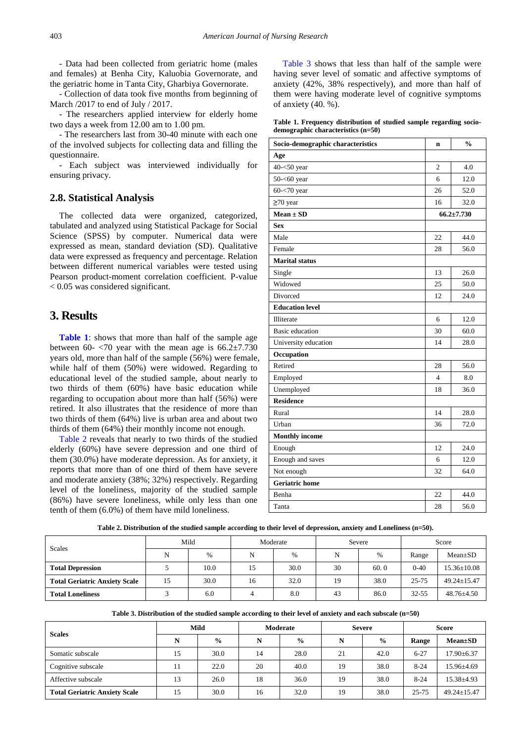- Data had been collected from geriatric home (males and females) at Benha City, Kaluobia Governorate, and the geriatric home in Tanta City, Gharbiya Governorate.

- Collection of data took five months from beginning of March /2017 to end of July / 2017.

- The researchers applied interview for elderly home two days a week from 12.00 am to 1.00 pm.

- The researchers last from 30-40 minute with each one of the involved subjects for collecting data and filling the questionnaire.

- Each subject was interviewed individually for ensuring privacy.

### 2.8. Statistical Analysis

The collected data were organized, categorized, tabulated and analyzed using Statistical Package for Social Science (SPSS) by computer. Numerical data were expressed as mean, standard deviation (SD). Qualitative data were expressed as frequency and percentage. Relation between different numerical variables were tested using Pearson product-moment correlation coefficient. P-value < 0.05 was considered significant.

## 3. Results

**Table 1**: shows that more than half of the sample age between 60- <70 year with the mean age is 66.2±7.730 years old, more than half of the sample (56%) were female, while half of them (50%) were widowed. Regarding to educational level of the studied sample, about nearly to two thirds of them (60%) have basic education while regarding to occupation about more than half (56%) were retired. It also illustrates that the residence of more than two thirds of them (64%) live is urban area and about two thirds of them (64%) their monthly income not enough.

Table 2 reveals that nearly to two thirds of the studied elderly (60%) have severe depression and one third of them (30.0%) have moderate depression. As for anxiety, it reports that more than of one third of them have severe and moderate anxiety (38%; 32%) respectively. Regarding level of the loneliness, majority of the studied sample (86%) have severe loneliness, while only less than one tenth of them (6.0%) of them have mild loneliness.

Table 3 shows that less than half of the sample were having sever level of somatic and affective symptoms of anxiety (42%, 38% respectively), and more than half of them were having moderate level of cognitive symptoms of anxiety (40. %).

**Table 1. Frequency distribution of studied sample regarding socio-demographic characteristics (n=50)**

| Socio-demographic characteristics | n | % |
|---|---|---|
| **Age** | | |
| 40-<50 year | 2 | 4.0 |
| 50-<60 year | 6 | 12.0 |
| 60-<70 year | 26 | 52.0 |
| ≥70 year | 16 | 32.0 |
| **Mean ± SD** | **66.2±7.730** | |
| **Sex** | | |
| Male | 22 | 44.0 |
| Female | 28 | 56.0 |
| **Marital status** | | |
| Single | 13 | 26.0 |
| Widowed | 25 | 50.0 |
| Divorced | 12 | 24.0 |
| **Education level** | | |
| Illiterate | 6 | 12.0 |
| Basic education | 30 | 60.0 |
| University education | 14 | 28.0 |
| **Occupation** | | |
| Retired | 28 | 56.0 |
| Employed | 4 | 8.0 |
| Unemployed | 18 | 36.0 |
| **Residence** | | |
| Rural | 14 | 28.0 |
| Urban | 36 | 72.0 |
| **Monthly income** | | |
| Enough | 12 | 24.0 |
| Enough and saves | 6 | 12.0 |
| Not enough | 32 | 64.0 |
| **Geriatric home** | | |
| Benha | 22 | 44.0 |
| Tanta | 28 | 56.0 |

**Table 2. Distribution of the studied sample according to their level of depression, anxiety and Loneliness (n=50).**

| Scales | Mild | | Moderate | | Severe | | Score | |
|---|---|---|---|---|---|---|---|---|
| | N | % | N | % | N | % | Range | Mean±SD |
| **Total Depression** | 5 | 10.0 | 15 | 30.0 | 30 | 60. 0 | 0-40 | 15.36±10.08 |
| **Total Geriatric Anxiety Scale** | 15 | 30.0 | 16 | 32.0 | 19 | 38.0 | 25-75 | 49.24±15.47 |
| **Total Loneliness** | 3 | 6.0 | 4 | 8.0 | 43 | 86.0 | 32-55 | 48.76±4.50 |

**Table 3. Distribution of the studied sample according to their level of anxiety and each subscale (n=50)**

| **Scales** | **Mild** | | **Moderate** | | **Severe** | | **Score** | |
|---|---|---|---|---|---|---|---|---|
| | **N** | **%** | **N** | **%** | **N** | **%** | **Range** | **Mean±SD** |
| Somatic subscale | 15 | 30.0 | 14 | 28.0 | 21 | 42.0 | 6-27 | 17.90±6.37 |
| Cognitive subscale | 11 | 22.0 | 20 | 40.0 | 19 | 38.0 | 8-24 | 15.96±4.69 |
| Affective subscale | 13 | 26.0 | 18 | 36.0 | 19 | 38.0 | 8-24 | 15.38±4.93 |
| **Total Geriatric Anxiety Scale** | 15 | 30.0 | 16 | 32.0 | 19 | 38.0 | 25-75 | 49.24±15.47 |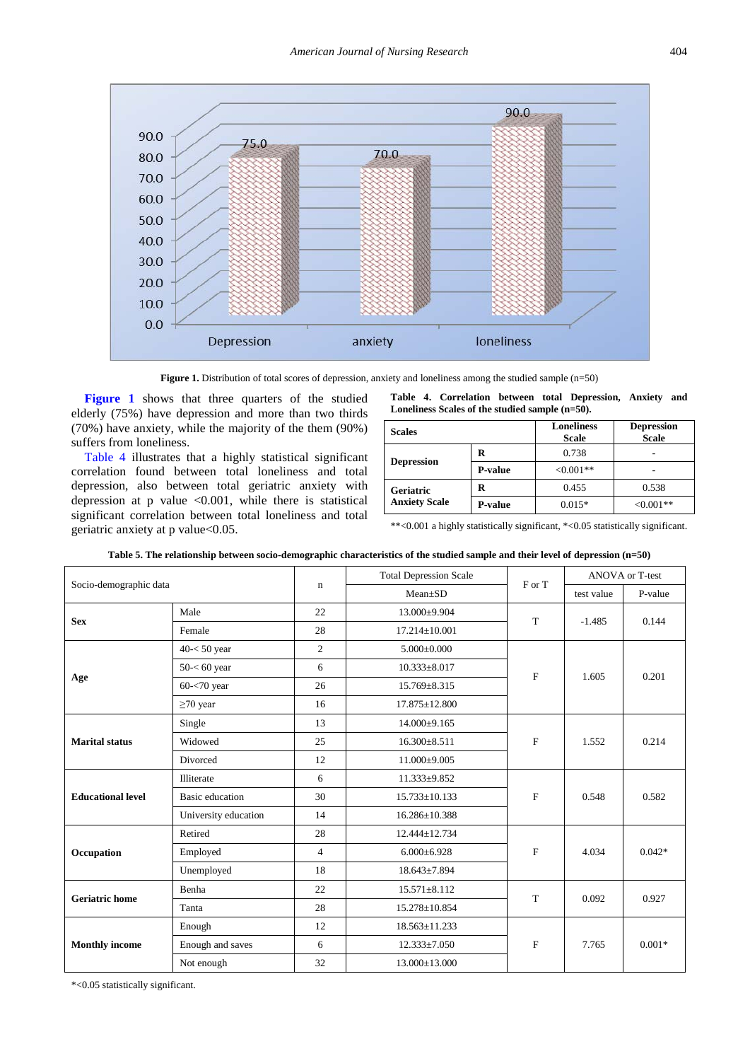Figure 1. Distribution of total scores of depression, anxiety and loneliness among the studied sample (n=50)

Figure 1 shows that three quarters of the studied elderly (75%) have depression and more than two thirds (70%) have anxiety, while the majority of the them (90%) suffers from loneliness.

Table 4 illustrates that a highly statistical significant correlation found between total loneliness and total depression, also between total geriatric anxiety with depression at p value <0.001, while there is statistical significant correlation between total loneliness and total geriatric anxiety at p value<0.05.

**Table 4. Correlation between total Depression, Anxiety and Loneliness Scales of the studied sample (n=50).**

| Scales | | Loneliness Scale | Depression Scale |
|---|---|---|---|
| Depression | R | 0.738 | - |
| | P-value | <0.001** | - |
| Geriatric Anxiety Scale | R | 0.455 | 0.538 |
| | P-value | 0.015* | <0.001** |

**<0.001 a highly statistically significant, *<0.05 statistically significant.

**Table 5. The relationship between socio-demographic characteristics of the studied sample and their level of depression (n=50)**

| Socio-demographic data | | n | Total Depression Scale | F or T | ANOVA or T-test | |
|---|---|---|---|---|---|---|
| | | | Mean±SD | | test value | P-value |
| **Sex** | Male | 22 | 13.000±9.904 | T | -1.485 | 0.144 |
| | Female | 28 | 17.214±10.001 | | | |
| **Age** | 40-< 50 year | 2 | 5.000±0.000 | F | 1.605 | 0.201 |
| | 50-< 60 year | 6 | 10.333±8.017 | | | |
| | 60-<70 year | 26 | 15.769±8.315 | | | |
| | ≥70 year | 16 | 17.875±12.800 | | | |
| **Marital status** | Single | 13 | 14.000±9.165 | F | 1.552 | 0.214 |
| | Widowed | 25 | 16.300±8.511 | | | |
| | Divorced | 12 | 11.000±9.005 | | | |
| **Educational level** | Illiterate | 6 | 11.333±9.852 | F | 0.548 | 0.582 |
| | Basic education | 30 | 15.733±10.133 | | | |
| | University education | 14 | 16.286±10.388 | | | |
| **Occupation** | Retired | 28 | 12.444±12.734 | F | 4.034 | 0.042* |
| | Employed | 4 | 6.000±6.928 | | | |
| | Unemployed | 18 | 18.643±7.894 | | | |
| **Geriatric home** | Benha | 22 | 15.571±8.112 | T | 0.092 | 0.927 |
| | Tanta | 28 | 15.278±10.854 | | | |
| **Monthly income** | Enough | 12 | 18.563±11.233 | F | 7.765 | 0.001* |
| | Enough and saves | 6 | 12.333±7.050 | | | |
| | Not enough | 32 | 13.000±13.000 | | | |

*<0.05 statistically significant.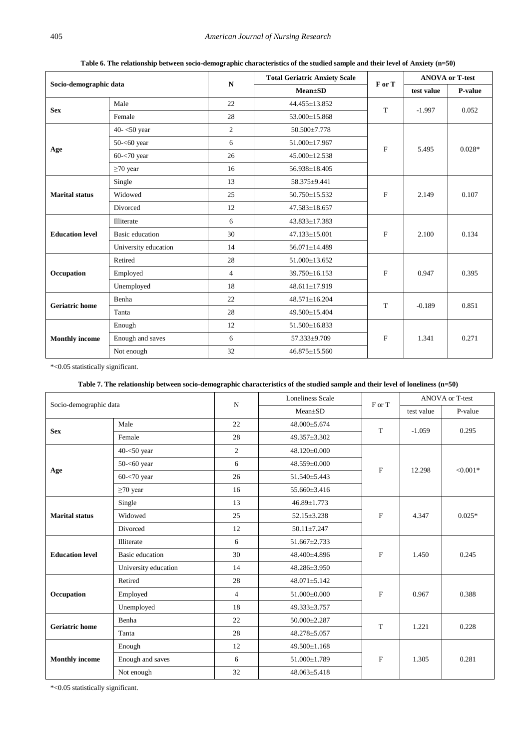**Table 6. The relationship between socio-demographic characteristics of the studied sample and their level of Anxiety (n=50)**

| Socio-demographic data | | N | Total Geriatric Anxiety Scale | F or T | ANOVA or T-test | |
|---|---|---|---|---|---|---|
| | | | Mean±SD | | test value | P-value |
| **Sex** | Male | 22 | 44.455±13.852 | T | -1.997 | 0.052 |
| | Female | 28 | 53.000±15.868 | | | |
| **Age** | 40- <50 year | 2 | 50.500±7.778 | F | 5.495 | 0.028* |
| | 50-<60 year | 6 | 51.000±17.967 | | | |
| | 60-<70 year | 26 | 45.000±12.538 | | | |
| | ≥70 year | 16 | 56.938±18.405 | | | |
| **Marital status** | Single | 13 | 58.375±9.441 | F | 2.149 | 0.107 |
| | Widowed | 25 | 50.750±15.532 | | | |
| | Divorced | 12 | 47.583±18.657 | | | |
| **Education level** | Illiterate | 6 | 43.833±17.383 | F | 2.100 | 0.134 |
| | Basic education | 30 | 47.133±15.001 | | | |
| | University education | 14 | 56.071±14.489 | | | |
| **Occupation** | Retired | 28 | 51.000±13.652 | F | 0.947 | 0.395 |
| | Employed | 4 | 39.750±16.153 | | | |
| | Unemployed | 18 | 48.611±17.919 | | | |
| **Geriatric home** | Benha | 22 | 48.571±16.204 | T | -0.189 | 0.851 |
| | Tanta | 28 | 49.500±15.404 | | | |
| **Monthly income** | Enough | 12 | 51.500±16.833 | F | 1.341 | 0.271 |
| | Enough and saves | 6 | 57.333±9.709 | | | |
| | Not enough | 32 | 46.875±15.560 | | | |

*<0.05 statistically significant.

**Table 7. The relationship between socio-demographic characteristics of the studied sample and their level of loneliness (n=50)**

| Socio-demographic data | | N | Loneliness Scale | F or T | ANOVA or T-test | |
|---|---|---|---|---|---|---|
| | | | Mean±SD | | test value | P-value |
| **Sex** | Male | 22 | 48.000±5.674 | T | -1.059 | 0.295 |
| | Female | 28 | 49.357±3.302 | | | |
| **Age** | 40-<50 year | 2 | 48.120±0.000 | F | 12.298 | <0.001* |
| | 50-<60 year | 6 | 48.559±0.000 | | | |
| | 60-<70 year | 26 | 51.540±5.443 | | | |
| | ≥70 year | 16 | 55.660±3.416 | | | |
| **Marital status** | Single | 13 | 46.89±1.773 | F | 4.347 | 0.025* |
| | Widowed | 25 | 52.15±3.238 | | | |
| | Divorced | 12 | 50.11±7.247 | | | |
| **Education level** | Illiterate | 6 | 51.667±2.733 | F | 1.450 | 0.245 |
| | Basic education | 30 | 48.400±4.896 | | | |
| | University education | 14 | 48.286±3.950 | | | |
| **Occupation** | Retired | 28 | 48.071±5.142 | F | 0.967 | 0.388 |
| | Employed | 4 | 51.000±0.000 | | | |
| | Unemployed | 18 | 49.333±3.757 | | | |
| **Geriatric home** | Benha | 22 | 50.000±2.287 | T | 1.221 | 0.228 |
| | Tanta | 28 | 48.278±5.057 | | | |
| **Monthly income** | Enough | 12 | 49.500±1.168 | F | 1.305 | 0.281 |
| | Enough and saves | 6 | 51.000±1.789 | | | |
| | Not enough | 32 | 48.063±5.418 | | | |

*<0.05 statistically significant.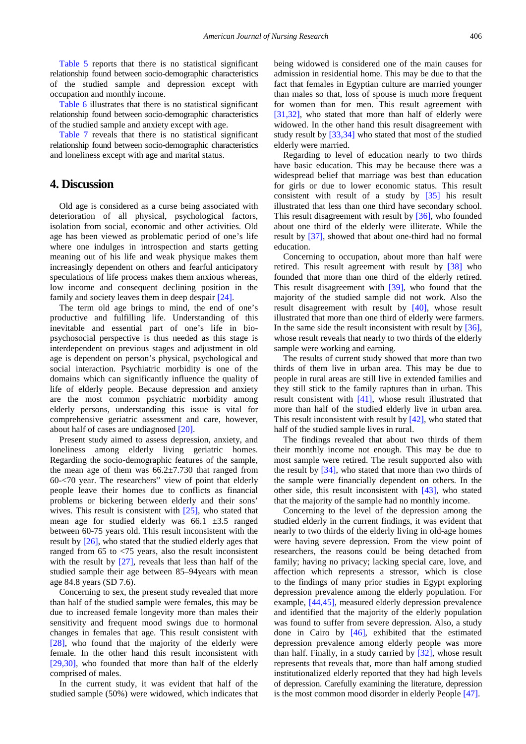Table 5 reports that there is no statistical significant relationship found between socio-demographic characteristics of the studied sample and depression except with occupation and monthly income.

Table 6 illustrates that there is no statistical significant relationship found between socio-demographic characteristics of the studied sample and anxiety except with age.

Table 7 reveals that there is no statistical significant relationship found between socio-demographic characteristics and loneliness except with age and marital status.

## 4. Discussion

Old age is considered as a curse being associated with deterioration of all physical, psychological factors, isolation from social, economic and other activities. Old age has been viewed as problematic period of one's life where one indulges in introspection and starts getting meaning out of his life and weak physique makes them increasingly dependent on others and fearful anticipatory speculations of life process makes them anxious whereas, low income and consequent declining position in the family and society leaves them in deep despair [24].

The term old age brings to mind, the end of one's productive and fulfilling life. Understanding of this inevitable and essential part of one's life in bio-psychosocial perspective is thus needed as this stage is interdependent on previous stages and adjustment in old age is dependent on person's physical, psychological and social interaction. Psychiatric morbidity is one of the domains which can significantly influence the quality of life of elderly people. Because depression and anxiety are the most common psychiatric morbidity among elderly persons, understanding this issue is vital for comprehensive geriatric assessment and care, however, about half of cases are undiagnosed [20].

Present study aimed to assess depression, anxiety, and loneliness among elderly living geriatric homes. Regarding the socio-demographic features of the sample, the mean age of them was 66.2±7.730 that ranged from 60-<70 year. The researchers'' view of point that elderly people leave their homes due to conflicts as financial problems or bickering between elderly and their sons' wives. This result is consistent with [25], who stated that mean age for studied elderly was 66.1 ±3.5 ranged between 60-75 years old. This result inconsistent with the result by [26], who stated that the studied elderly ages that ranged from 65 to <75 years, also the result inconsistent with the result by [27], reveals that less than half of the studied sample their age between 85–94years with mean age 84.8 years (SD 7.6).

Concerning to sex, the present study revealed that more than half of the studied sample were females, this may be due to increased female longevity more than males their sensitivity and frequent mood swings due to hormonal changes in females that age. This result consistent with [28], who found that the majority of the elderly were female. In the other hand this result inconsistent with [29,30], who founded that more than half of the elderly comprised of males.

In the current study, it was evident that half of the studied sample (50%) were widowed, which indicates that being widowed is considered one of the main causes for admission in residential home. This may be due to that the fact that females in Egyptian culture are married younger than males so that, loss of spouse is much more frequent for women than for men. This result agreement with [31,32], who stated that more than half of elderly were widowed. In the other hand this result disagreement with study result by [33,34] who stated that most of the studied elderly were married.

Regarding to level of education nearly to two thirds have basic education. This may be because there was a widespread belief that marriage was best than education for girls or due to lower economic status. This result consistent with result of a study by [35] his result illustrated that less than one third have secondary school. This result disagreement with result by [36], who founded about one third of the elderly were illiterate. While the result by [37], showed that about one-third had no formal education.

Concerning to occupation, about more than half were retired. This result agreement with result by [38] who founded that more than one third of the elderly retired. This result disagreement with [39], who found that the majority of the studied sample did not work. Also the result disagreement with result by [40], whose result illustrated that more than one third of elderly were farmers. In the same side the result inconsistent with result by [36], whose result reveals that nearly to two thirds of the elderly sample were working and earning.

The results of current study showed that more than two thirds of them live in urban area. This may be due to people in rural areas are still live in extended families and they still stick to the family raptures than in urban. This result consistent with [41], whose result illustrated that more than half of the studied elderly live in urban area. This result inconsistent with result by [42], who stated that half of the studied sample lives in rural.

The findings revealed that about two thirds of them their monthly income not enough. This may be due to most sample were retired. The result supported also with the result by [34], who stated that more than two thirds of the sample were financially dependent on others. In the other side, this result inconsistent with [43], who stated that the majority of the sample had no monthly income.

Concerning to the level of the depression among the studied elderly in the current findings, it was evident that nearly to two thirds of the elderly living in old-age homes were having severe depression. From the view point of researchers, the reasons could be being detached from family; having no privacy; lacking special care, love, and affection which represents a stressor, which is close to the findings of many prior studies in Egypt exploring depression prevalence among the elderly population. For example, [44,45], measured elderly depression prevalence and identified that the majority of the elderly population was found to suffer from severe depression. Also, a study done in Cairo by [46], exhibited that the estimated depression prevalence among elderly people was more than half. Finally, in a study carried by [32], whose result represents that reveals that, more than half among studied institutionalized elderly reported that they had high levels of depression. Carefully examining the literature, depression is the most common mood disorder in elderly People [47].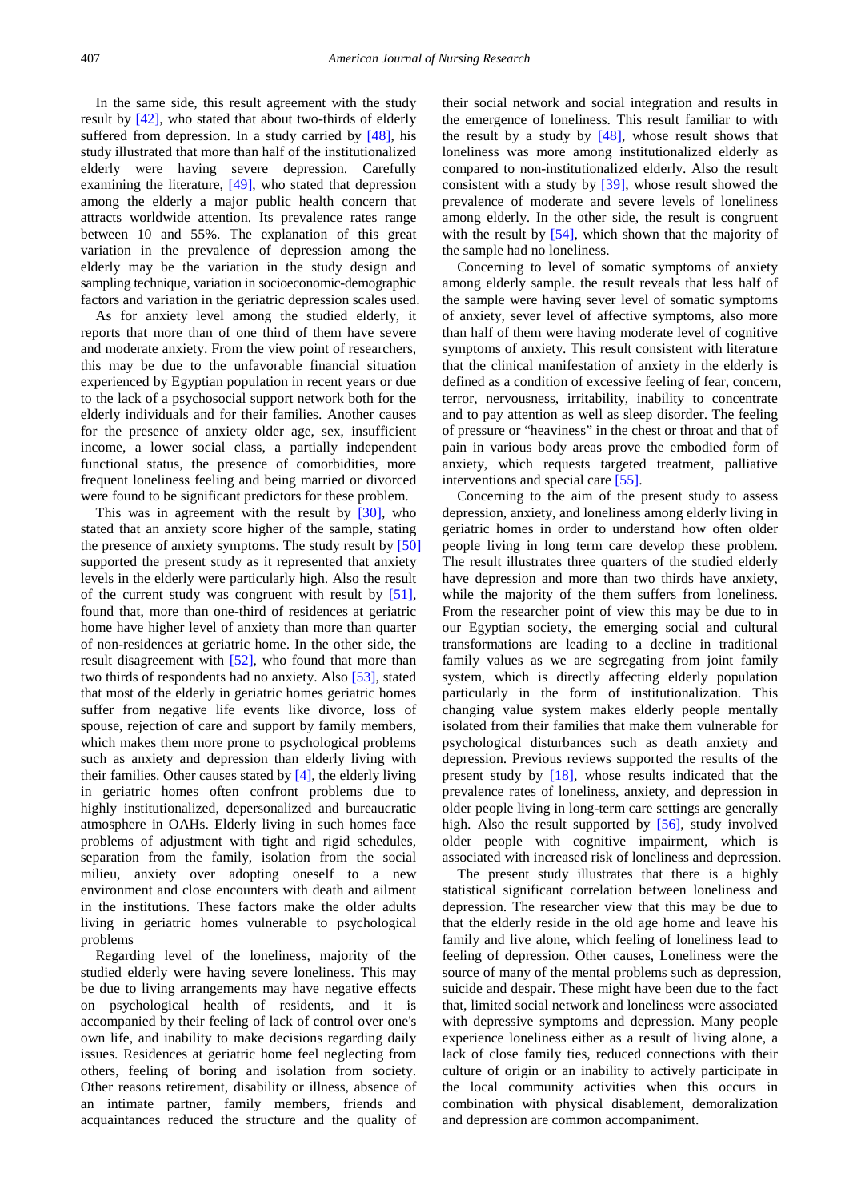In the same side, this result agreement with the study result by [42], who stated that about two-thirds of elderly suffered from depression. In a study carried by [48], his study illustrated that more than half of the institutionalized elderly were having severe depression. Carefully examining the literature, [49], who stated that depression among the elderly a major public health concern that attracts worldwide attention. Its prevalence rates range between 10 and 55%. The explanation of this great variation in the prevalence of depression among the elderly may be the variation in the study design and sampling technique, variation in socioeconomic-demographic factors and variation in the geriatric depression scales used.

As for anxiety level among the studied elderly, it reports that more than of one third of them have severe and moderate anxiety. From the view point of researchers, this may be due to the unfavorable financial situation experienced by Egyptian population in recent years or due to the lack of a psychosocial support network both for the elderly individuals and for their families. Another causes for the presence of anxiety older age, sex, insufficient income, a lower social class, a partially independent functional status, the presence of comorbidities, more frequent loneliness feeling and being married or divorced were found to be significant predictors for these problem.

This was in agreement with the result by [30], who stated that an anxiety score higher of the sample, stating the presence of anxiety symptoms. The study result by [50] supported the present study as it represented that anxiety levels in the elderly were particularly high. Also the result of the current study was congruent with result by [51], found that, more than one-third of residences at geriatric home have higher level of anxiety than more than quarter of non-residences at geriatric home. In the other side, the result disagreement with [52], who found that more than two thirds of respondents had no anxiety. Also [53], stated that most of the elderly in geriatric homes geriatric homes suffer from negative life events like divorce, loss of spouse, rejection of care and support by family members, which makes them more prone to psychological problems such as anxiety and depression than elderly living with their families. Other causes stated by [4], the elderly living in geriatric homes often confront problems due to highly institutionalized, depersonalized and bureaucratic atmosphere in OAHs. Elderly living in such homes face problems of adjustment with tight and rigid schedules, separation from the family, isolation from the social milieu, anxiety over adopting oneself to a new environment and close encounters with death and ailment in the institutions. These factors make the older adults living in geriatric homes vulnerable to psychological problems

Regarding level of the loneliness, majority of the studied elderly were having severe loneliness. This may be due to living arrangements may have negative effects on psychological health of residents, and it is accompanied by their feeling of lack of control over one's own life, and inability to make decisions regarding daily issues. Residences at geriatric home feel neglecting from others, feeling of boring and isolation from society. Other reasons retirement, disability or illness, absence of an intimate partner, family members, friends and acquaintances reduced the structure and the quality of their social network and social integration and results in the emergence of loneliness. This result familiar to with the result by a study by [48], whose result shows that loneliness was more among institutionalized elderly as compared to non-institutionalized elderly. Also the result consistent with a study by [39], whose result showed the prevalence of moderate and severe levels of loneliness among elderly. In the other side, the result is congruent with the result by [54], which shown that the majority of the sample had no loneliness.

Concerning to level of somatic symptoms of anxiety among elderly sample. the result reveals that less half of the sample were having sever level of somatic symptoms of anxiety, sever level of affective symptoms, also more than half of them were having moderate level of cognitive symptoms of anxiety. This result consistent with literature that the clinical manifestation of anxiety in the elderly is defined as a condition of excessive feeling of fear, concern, terror, nervousness, irritability, inability to concentrate and to pay attention as well as sleep disorder. The feeling of pressure or "heaviness" in the chest or throat and that of pain in various body areas prove the embodied form of anxiety, which requests targeted treatment, palliative interventions and special care [55].

Concerning to the aim of the present study to assess depression, anxiety, and loneliness among elderly living in geriatric homes in order to understand how often older people living in long term care develop these problem. The result illustrates three quarters of the studied elderly have depression and more than two thirds have anxiety, while the majority of the them suffers from loneliness. From the researcher point of view this may be due to in our Egyptian society, the emerging social and cultural transformations are leading to a decline in traditional family values as we are segregating from joint family system, which is directly affecting elderly population particularly in the form of institutionalization. This changing value system makes elderly people mentally isolated from their families that make them vulnerable for psychological disturbances such as death anxiety and depression. Previous reviews supported the results of the present study by [18], whose results indicated that the prevalence rates of loneliness, anxiety, and depression in older people living in long-term care settings are generally high. Also the result supported by [56], study involved older people with cognitive impairment, which is associated with increased risk of loneliness and depression.

The present study illustrates that there is a highly statistical significant correlation between loneliness and depression. The researcher view that this may be due to that the elderly reside in the old age home and leave his family and live alone, which feeling of loneliness lead to feeling of depression. Other causes, Loneliness were the source of many of the mental problems such as depression, suicide and despair. These might have been due to the fact that, limited social network and loneliness were associated with depressive symptoms and depression. Many people experience loneliness either as a result of living alone, a lack of close family ties, reduced connections with their culture of origin or an inability to actively participate in the local community activities when this occurs in combination with physical disablement, demoralization and depression are common accompaniment.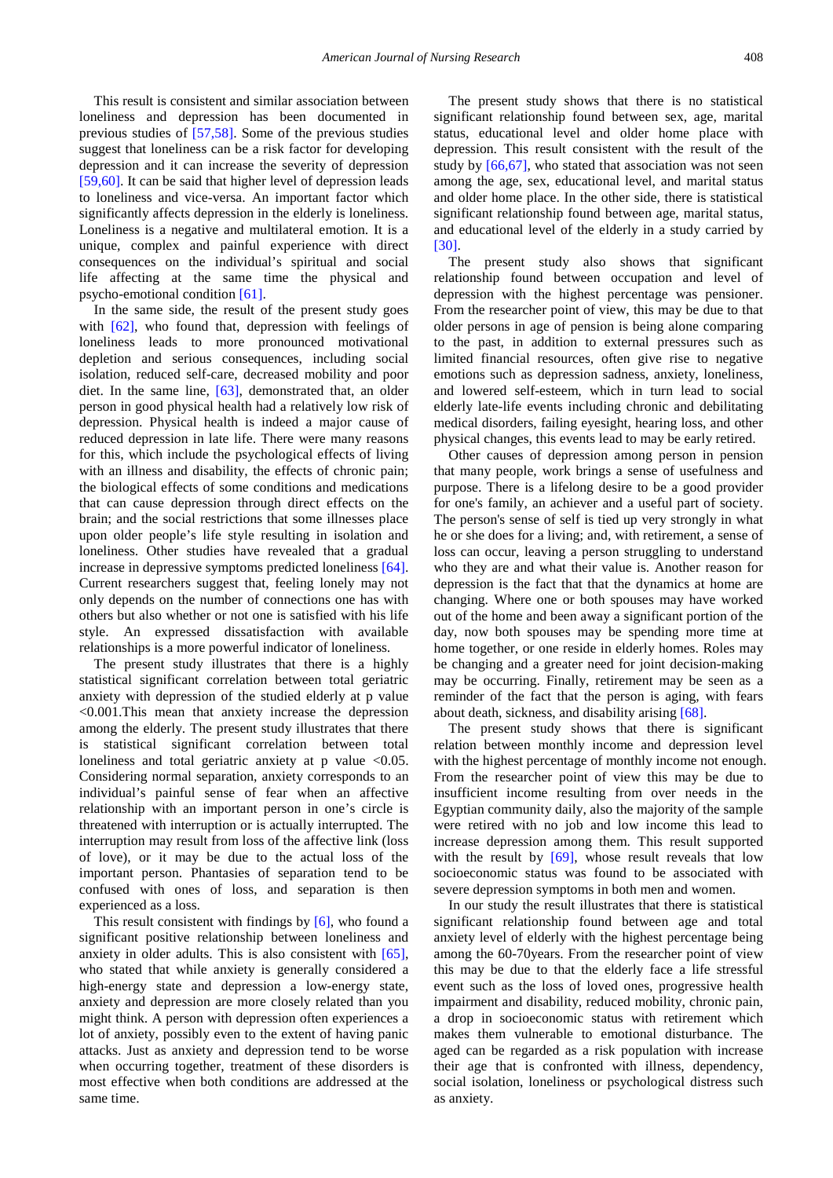This result is consistent and similar association between loneliness and depression has been documented in previous studies of [57,58]. Some of the previous studies suggest that loneliness can be a risk factor for developing depression and it can increase the severity of depression [59,60]. It can be said that higher level of depression leads to loneliness and vice-versa. An important factor which significantly affects depression in the elderly is loneliness. Loneliness is a negative and multilateral emotion. It is a unique, complex and painful experience with direct consequences on the individual's spiritual and social life affecting at the same time the physical and psycho-emotional condition [61].

In the same side, the result of the present study goes with [62], who found that, depression with feelings of loneliness leads to more pronounced motivational depletion and serious consequences, including social isolation, reduced self-care, decreased mobility and poor diet. In the same line, [63], demonstrated that, an older person in good physical health had a relatively low risk of depression. Physical health is indeed a major cause of reduced depression in late life. There were many reasons for this, which include the psychological effects of living with an illness and disability, the effects of chronic pain; the biological effects of some conditions and medications that can cause depression through direct effects on the brain; and the social restrictions that some illnesses place upon older people's life style resulting in isolation and loneliness. Other studies have revealed that a gradual increase in depressive symptoms predicted loneliness [64]. Current researchers suggest that, feeling lonely may not only depends on the number of connections one has with others but also whether or not one is satisfied with his life style. An expressed dissatisfaction with available relationships is a more powerful indicator of loneliness.

The present study illustrates that there is a highly statistical significant correlation between total geriatric anxiety with depression of the studied elderly at p value <0.001.This mean that anxiety increase the depression among the elderly. The present study illustrates that there is statistical significant correlation between total loneliness and total geriatric anxiety at p value <0.05. Considering normal separation, anxiety corresponds to an individual's painful sense of fear when an affective relationship with an important person in one's circle is threatened with interruption or is actually interrupted. The interruption may result from loss of the affective link (loss of love), or it may be due to the actual loss of the important person. Phantasies of separation tend to be confused with ones of loss, and separation is then experienced as a loss.

This result consistent with findings by [6], who found a significant positive relationship between loneliness and anxiety in older adults. This is also consistent with [65], who stated that while anxiety is generally considered a high-energy state and depression a low-energy state, anxiety and depression are more closely related than you might think. A person with depression often experiences a lot of anxiety, possibly even to the extent of having panic attacks. Just as anxiety and depression tend to be worse when occurring together, treatment of these disorders is most effective when both conditions are addressed at the same time.

The present study shows that there is no statistical significant relationship found between sex, age, marital status, educational level and older home place with depression. This result consistent with the result of the study by [66,67], who stated that association was not seen among the age, sex, educational level, and marital status and older home place. In the other side, there is statistical significant relationship found between age, marital status, and educational level of the elderly in a study carried by [30].

The present study also shows that significant relationship found between occupation and level of depression with the highest percentage was pensioner. From the researcher point of view, this may be due to that older persons in age of pension is being alone comparing to the past, in addition to external pressures such as limited financial resources, often give rise to negative emotions such as depression sadness, anxiety, loneliness, and lowered self-esteem, which in turn lead to social elderly late-life events including chronic and debilitating medical disorders, failing eyesight, hearing loss, and other physical changes, this events lead to may be early retired.

Other causes of depression among person in pension that many people, work brings a sense of usefulness and purpose. There is a lifelong desire to be a good provider for one's family, an achiever and a useful part of society. The person's sense of self is tied up very strongly in what he or she does for a living; and, with retirement, a sense of loss can occur, leaving a person struggling to understand who they are and what their value is. Another reason for depression is the fact that that the dynamics at home are changing. Where one or both spouses may have worked out of the home and been away a significant portion of the day, now both spouses may be spending more time at home together, or one reside in elderly homes. Roles may be changing and a greater need for joint decision-making may be occurring. Finally, retirement may be seen as a reminder of the fact that the person is aging, with fears about death, sickness, and disability arising [68].

The present study shows that there is significant relation between monthly income and depression level with the highest percentage of monthly income not enough. From the researcher point of view this may be due to insufficient income resulting from over needs in the Egyptian community daily, also the majority of the sample were retired with no job and low income this lead to increase depression among them. This result supported with the result by [69], whose result reveals that low socioeconomic status was found to be associated with severe depression symptoms in both men and women.

In our study the result illustrates that there is statistical significant relationship found between age and total anxiety level of elderly with the highest percentage being among the 60-70years. From the researcher point of view this may be due to that the elderly face a life stressful event such as the loss of loved ones, progressive health impairment and disability, reduced mobility, chronic pain, a drop in socioeconomic status with retirement which makes them vulnerable to emotional disturbance. The aged can be regarded as a risk population with increase their age that is confronted with illness, dependency, social isolation, loneliness or psychological distress such as anxiety.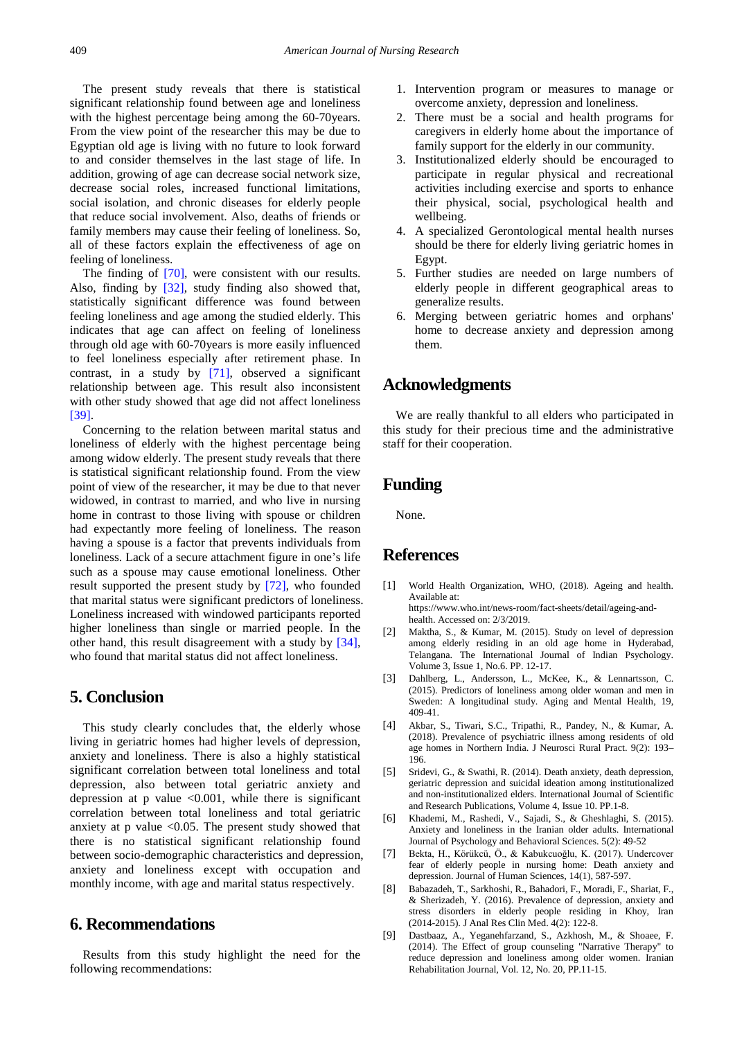The present study reveals that there is statistical significant relationship found between age and loneliness with the highest percentage being among the 60-70years. From the view point of the researcher this may be due to Egyptian old age is living with no future to look forward to and consider themselves in the last stage of life. In addition, growing of age can decrease social network size, decrease social roles, increased functional limitations, social isolation, and chronic diseases for elderly people that reduce social involvement. Also, deaths of friends or family members may cause their feeling of loneliness. So, all of these factors explain the effectiveness of age on feeling of loneliness.

The finding of [70], were consistent with our results. Also, finding by [32], study finding also showed that, statistically significant difference was found between feeling loneliness and age among the studied elderly. This indicates that age can affect on feeling of loneliness through old age with 60-70years is more easily influenced to feel loneliness especially after retirement phase. In contrast, in a study by [71], observed a significant relationship between age. This result also inconsistent with other study showed that age did not affect loneliness [39].

Concerning to the relation between marital status and loneliness of elderly with the highest percentage being among widow elderly. The present study reveals that there is statistical significant relationship found. From the view point of view of the researcher, it may be due to that never widowed, in contrast to married, and who live in nursing home in contrast to those living with spouse or children had expectantly more feeling of loneliness. The reason having a spouse is a factor that prevents individuals from loneliness. Lack of a secure attachment figure in one's life such as a spouse may cause emotional loneliness. Other result supported the present study by [72], who founded that marital status were significant predictors of loneliness. Loneliness increased with windowed participants reported higher loneliness than single or married people. In the other hand, this result disagreement with a study by [34], who found that marital status did not affect loneliness.

## 5. Conclusion

This study clearly concludes that, the elderly whose living in geriatric homes had higher levels of depression, anxiety and loneliness. There is also a highly statistical significant correlation between total loneliness and total depression, also between total geriatric anxiety and depression at p value <0.001, while there is significant correlation between total loneliness and total geriatric anxiety at p value <0.05. The present study showed that there is no statistical significant relationship found between socio-demographic characteristics and depression, anxiety and loneliness except with occupation and monthly income, with age and marital status respectively.

## 6. Recommendations

Results from this study highlight the need for the following recommendations:

1. Intervention program or measures to manage or overcome anxiety, depression and loneliness.
2. There must be a social and health programs for caregivers in elderly home about the importance of family support for the elderly in our community.
3. Institutionalized elderly should be encouraged to participate in regular physical and recreational activities including exercise and sports to enhance their physical, social, psychological health and wellbeing.
4. A specialized Gerontological mental health nurses should be there for elderly living geriatric homes in Egypt.
5. Further studies are needed on large numbers of elderly people in different geographical areas to generalize results.
6. Merging between geriatric homes and orphans' home to decrease anxiety and depression among them.

## Acknowledgments

We are really thankful to all elders who participated in this study for their precious time and the administrative staff for their cooperation.

## Funding

None.

## References

[1] World Health Organization, WHO, (2018). Ageing and health. Available at: https://www.who.int/news-room/fact-sheets/detail/ageing-and-health. Accessed on: 2/3/2019.

[2] Maktha, S., & Kumar, M. (2015). Study on level of depression among elderly residing in an old age home in Hyderabad, Telangana. The International Journal of Indian Psychology. Volume 3, Issue 1, No.6. PP. 12-17.

[3] Dahlberg, L., Andersson, L., McKee, K., & Lennartsson, C. (2015). Predictors of loneliness among older woman and men in Sweden: A longitudinal study. Aging and Mental Health, 19, 409-41.

[4] Akbar, S., Tiwari, S.C., Tripathi, R., Pandey, N., & Kumar, A. (2018). Prevalence of psychiatric illness among residents of old age homes in Northern India. J Neurosci Rural Pract. 9(2): 193–196.

[5] Sridevi, G., & Swathi, R. (2014). Death anxiety, death depression, geriatric depression and suicidal ideation among institutionalized and non-institutionalized elders. International Journal of Scientific and Research Publications, Volume 4, Issue 10. PP.1-8.

[6] Khademi, M., Rashedi, V., Sajadi, S., & Gheshlaghi, S. (2015). Anxiety and loneliness in the Iranian older adults. International Journal of Psychology and Behavioral Sciences. 5(2): 49-52

[7] Bekta, H., Körükcü, Ö., & Kabukcuoğlu, K. (2017). Undercover fear of elderly people in nursing home: Death anxiety and depression. Journal of Human Sciences, 14(1), 587-597.

[8] Babazadeh, T., Sarkhoshi, R., Bahadori, F., Moradi, F., Shariat, F., & Sherizadeh, Y. (2016). Prevalence of depression, anxiety and stress disorders in elderly people residing in Khoy, Iran (2014-2015). J Anal Res Clin Med. 4(2): 122-8.

[9] Dastbaaz, A., Yeganehfarzand, S., Azkhosh, M., & Shoaee, F. (2014). The Effect of group counseling "Narrative Therapy" to reduce depression and loneliness among older women. Iranian Rehabilitation Journal, Vol. 12, No. 20, PP.11-15.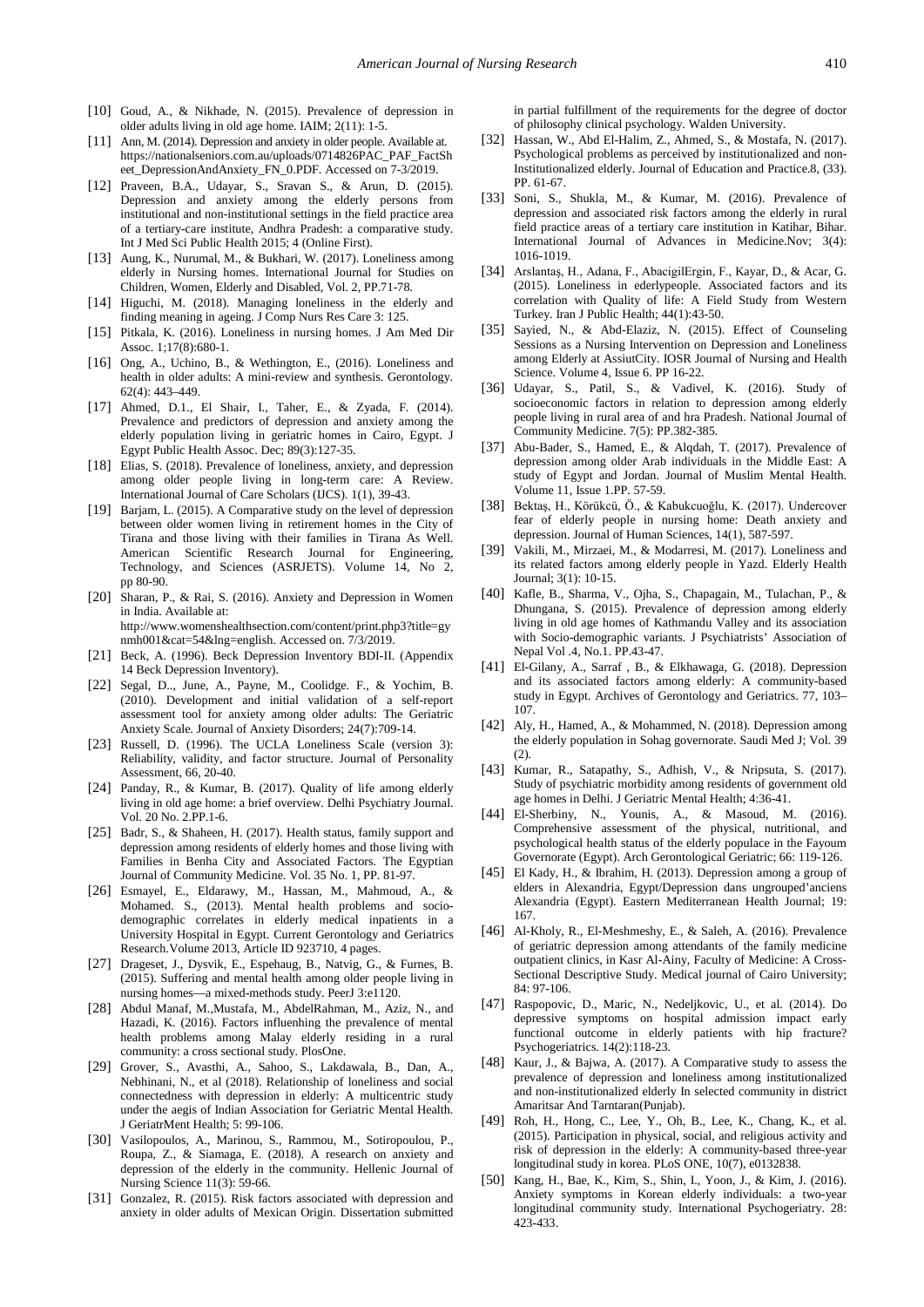[10] Goud, A., & Nikhade, N. (2015). Prevalence of depression in older adults living in old age home. IAIM; 2(11): 1-5.

[11] Ann, M. (2014). Depression and anxiety in older people. Available at. https://nationalseniors.com.au/uploads/0714826PAC_PAF_FactSheet_DepressionAndAnxiety_FN_0.PDF. Accessed on 7-3/2019.

[12] Praveen, B.A., Udayar, S., Sravan S., & Arun, D. (2015). Depression and anxiety among the elderly persons from institutional and non-institutional settings in the field practice area of a tertiary-care institute, Andhra Pradesh: a comparative study. Int J Med Sci Public Health 2015; 4 (Online First).

[13] Aung, K., Nurumal, M., & Bukhari, W. (2017). Loneliness among elderly in Nursing homes. International Journal for Studies on Children, Women, Elderly and Disabled, Vol. 2, PP.71-78.

[14] Higuchi, M. (2018). Managing loneliness in the elderly and finding meaning in ageing. J Comp Nurs Res Care 3: 125.

[15] Pitkala, K. (2016). Loneliness in nursing homes. J Am Med Dir Assoc. 1;17(8):680-1.

[16] Ong, A., Uchino, B., & Wethington, E., (2016). Loneliness and health in older adults: A mini-review and synthesis. Gerontology. 62(4): 443–449.

[17] Ahmed, D.I., El Shair, I., Taher, E., & Zyada, F. (2014). Prevalence and predictors of depression and anxiety among the elderly population living in geriatric homes in Cairo, Egypt. J Egypt Public Health Assoc. Dec; 89(3):127-35.

[18] Elias, S. (2018). Prevalence of loneliness, anxiety, and depression among older people living in long-term care: A Review. International Journal of Care Scholars (IJCS). 1(1), 39-43.

[19] Barjam, L. (2015). A Comparative study on the level of depression between older women living in retirement homes in the City of Tirana and those living with their families in Tirana As Well. American Scientific Research Journal for Engineering, Technology, and Sciences (ASRJETS). Volume 14, No 2, pp 80-90.

[20] Sharan, P., & Rai, S. (2016). Anxiety and Depression in Women in India. Available at: http://www.womenshealthsection.com/content/print.php3?title=gynmh001&cat=54&lng=english. Accessed on. 7/3/2019.

[21] Beck, A. (1996). Beck Depression Inventory BDI-II. (Appendix 14 Beck Depression Inventory).

[22] Segal, D.., June, A., Payne, M., Coolidge. F., & Yochim, B. (2010). Development and initial validation of a self-report assessment tool for anxiety among older adults: The Geriatric Anxiety Scale. Journal of Anxiety Disorders; 24(7):709-14.

[23] Russell, D. (1996). The UCLA Loneliness Scale (version 3): Reliability, validity, and factor structure. Journal of Personality Assessment, 66, 20-40.

[24] Panday, R., & Kumar, B. (2017). Quality of life among elderly living in old age home: a brief overview. Delhi Psychiatry Journal. Vol. 20 No. 2.PP.1-6.

[25] Badr, S., & Shaheen, H. (2017). Health status, family support and depression among residents of elderly homes and those living with Families in Benha City and Associated Factors. The Egyptian Journal of Community Medicine. Vol. 35 No. 1, PP. 81-97.

[26] Esmayel, E., Eldarawy, M., Hassan, M., Mahmoud, A., & Mohamed. S., (2013). Mental health problems and sociodemographic correlates in elderly medical inpatients in a University Hospital in Egypt. Current Gerontology and Geriatrics Research.Volume 2013, Article ID 923710, 4 pages.

[27] Drageset, J., Dysvik, E., Espehaug, B., Natvig, G., & Furnes, B. (2015). Suffering and mental health among older people living in nursing homes—a mixed-methods study. PeerJ 3:e1120.

[28] Abdul Manaf, M.,Mustafa, M., AbdelRahman, M., Aziz, N., and Hazadi, K. (2016). Factors influenhing the prevalence of mental health problems among Malay elderly residing in a rural community: a cross sectional study. PlosOne.

[29] Grover, S., Avasthi, A., Sahoo, S., Lakdawala, B., Dan, A., Nebhinani, N., et al (2018). Relationship of loneliness and social connectedness with depression in elderly: A multicentric study under the aegis of Indian Association for Geriatric Mental Health. J GeriatrMent Health; 5: 99-106.

[30] Vasilopoulos, A., Marinou, S., Rammou, M., Sotiropoulou, P., Roupa, Z., & Siamaga, E. (2018). A research on anxiety and depression of the elderly in the community. Hellenic Journal of Nursing Science 11(3): 59-66.

[31] Gonzalez, R. (2015). Risk factors associated with depression and anxiety in older adults of Mexican Origin. Dissertation submitted in partial fulfillment of the requirements for the degree of doctor of philosophy clinical psychology. Walden University.

[32] Hassan, W., Abd El-Halim, Z., Ahmed, S., & Mostafa, N. (2017). Psychological problems as perceived by institutionalized and non-Institutionalized elderly. Journal of Education and Practice.8, (33). PP. 61-67.

[33] Soni, S., Shukla, M., & Kumar, M. (2016). Prevalence of depression and associated risk factors among the elderly in rural field practice areas of a tertiary care institution in Katihar, Bihar. International Journal of Advances in Medicine.Nov; 3(4): 1016-1019.

[34] Arslantaş, H., Adana, F., AbacigilErgin, F., Kayar, D., & Acar, G. (2015). Loneliness in ederlypeople. Associated factors and its correlation with Quality of life: A Field Study from Western Turkey. Iran J Public Health; 44(1):43-50.

[35] Sayied, N., & Abd-Elaziz, N. (2015). Effect of Counseling Sessions as a Nursing Intervention on Depression and Loneliness among Elderly at AssiutCity. IOSR Journal of Nursing and Health Science. Volume 4, Issue 6. PP 16-22.

[36] Udayar, S., Patil, S., & Vadivel, K. (2016). Study of socioeconomic factors in relation to depression among elderly people living in rural area of and hra Pradesh. National Journal of Community Medicine. 7(5): PP.382-385.

[37] Abu-Bader, S., Hamed, E., & Alqdah, T. (2017). Prevalence of depression among older Arab individuals in the Middle East: A study of Egypt and Jordan. Journal of Muslim Mental Health. Volume 11, Issue 1.PP. 57-59.

[38] Bektaş, H., Körükcü, Ö., & Kabukcuoğlu, K. (2017). Undercover fear of elderly people in nursing home: Death anxiety and depression. Journal of Human Sciences, 14(1), 587-597.

[39] Vakili, M., Mirzaei, M., & Modarresi, M. (2017). Loneliness and its related factors among elderly people in Yazd. Elderly Health Journal; 3(1): 10-15.

[40] Kafle, B., Sharma, V., Ojha, S., Chapagain, M., Tulachan, P., & Dhungana, S. (2015). Prevalence of depression among elderly living in old age homes of Kathmandu Valley and its association with Socio-demographic variants. J Psychiatrists' Association of Nepal Vol .4, No.1. PP.43-47.

[41] El-Gilany, A., Sarraf , B., & Elkhawaga, G. (2018). Depression and its associated factors among elderly: A community-based study in Egypt. Archives of Gerontology and Geriatrics. 77, 103–107.

[42] Aly, H., Hamed, A., & Mohammed, N. (2018). Depression among the elderly population in Sohag governorate. Saudi Med J; Vol. 39 (2).

[43] Kumar, R., Satapathy, S., Adhish, V., & Nripsuta, S. (2017). Study of psychiatric morbidity among residents of government old age homes in Delhi. J Geriatric Mental Health; 4:36-41.

[44] El-Sherbiny, N., Younis, A., & Masoud, M. (2016). Comprehensive assessment of the physical, nutritional, and psychological health status of the elderly populace in the Fayoum Governorate (Egypt). Arch Gerontological Geriatric; 66: 119-126.

[45] El Kady, H., & Ibrahim, H. (2013). Depression among a group of elders in Alexandria, Egypt/Depression dans ungrouped'anciens Alexandria (Egypt). Eastern Mediterranean Health Journal; 19: 167.

[46] Al-Kholy, R., El-Meshmeshy, E., & Saleh, A. (2016). Prevalence of geriatric depression among attendants of the family medicine outpatient clinics, in Kasr Al-Ainy, Faculty of Medicine: A Cross-Sectional Descriptive Study. Medical journal of Cairo University; 84: 97-106.

[47] Raspopovic, D., Maric, N., Nedeljkovic, U., et al. (2014). Do depressive symptoms on hospital admission impact early functional outcome in elderly patients with hip fracture? Psychogeriatrics. 14(2):118-23.

[48] Kaur, J., & Bajwa, A. (2017). A Comparative study to assess the prevalence of depression and loneliness among institutionalized and non-institutionalized elderly In selected community in district Amaritsar And Tarntaran(Punjab).

[49] Roh, H., Hong, C., Lee, Y., Oh, B., Lee, K., Chang, K., et al. (2015). Participation in physical, social, and religious activity and risk of depression in the elderly: A community-based three-year longitudinal study in korea. PLoS ONE, 10(7), e0132838.

[50] Kang, H., Bae, K., Kim, S., Shin, I., Yoon, J., & Kim, J. (2016). Anxiety symptoms in Korean elderly individuals: a two-year longitudinal community study. International Psychogeriatry. 28: 423-433.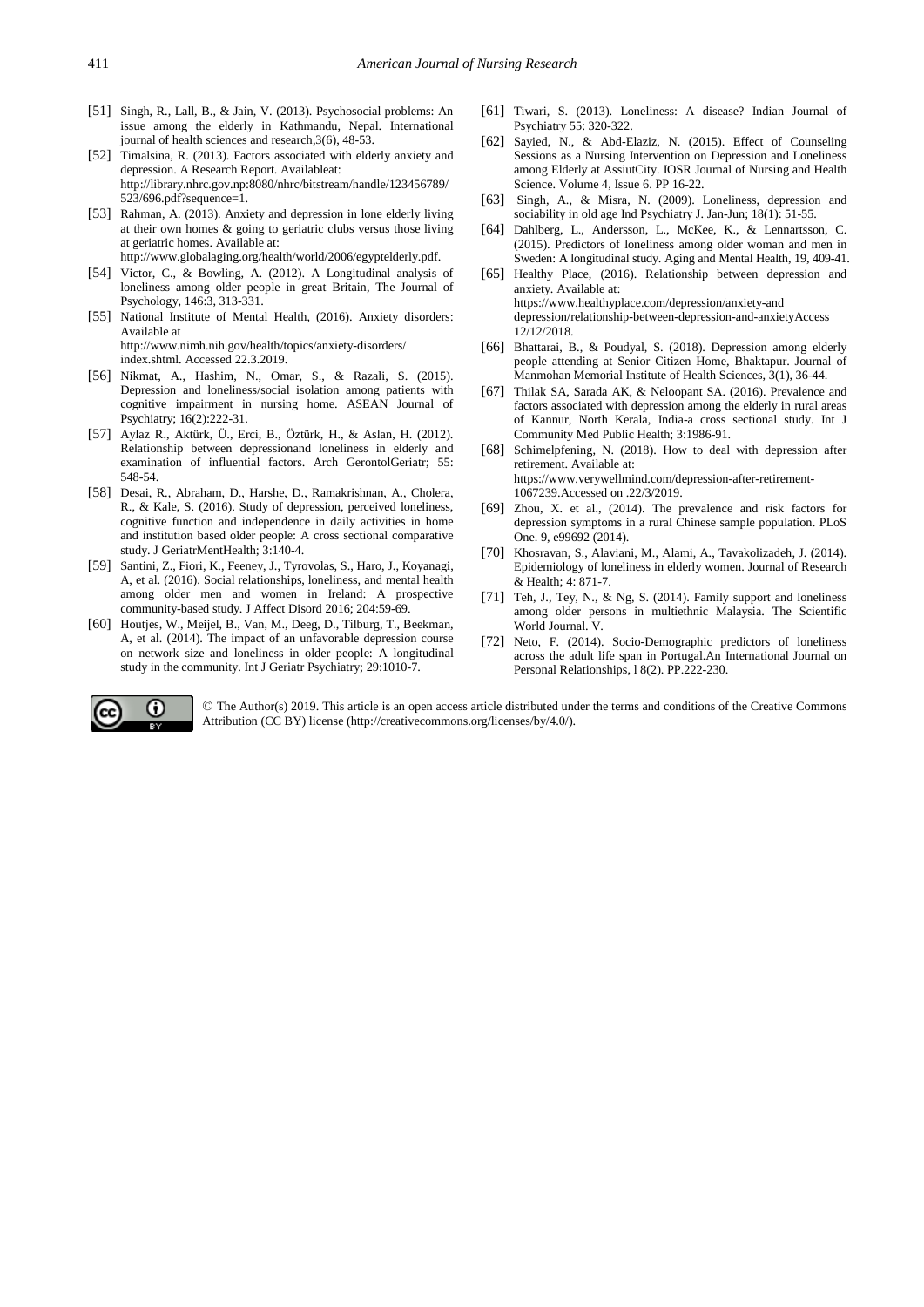[51] Singh, R., Lall, B., & Jain, V. (2013). Psychosocial problems: An issue among the elderly in Kathmandu, Nepal. International journal of health sciences and research,3(6), 48-53.

[52] Timalsina, R. (2013). Factors associated with elderly anxiety and depression. A Research Report. Availableat: http://library.nhrc.gov.np:8080/nhrc/bitstream/handle/123456789/523/696.pdf?sequence=1.

[53] Rahman, A. (2013). Anxiety and depression in lone elderly living at their own homes & going to geriatric clubs versus those living at geriatric homes. Available at: http://www.globalaging.org/health/world/2006/egyptelderly.pdf.

[54] Victor, C., & Bowling, A. (2012). A Longitudinal analysis of loneliness among older people in great Britain, The Journal of Psychology, 146:3, 313-331.

[55] National Institute of Mental Health, (2016). Anxiety disorders: Available at http://www.nimh.nih.gov/health/topics/anxiety-disorders/index.shtml. Accessed 22.3.2019.

[56] Nikmat, A., Hashim, N., Omar, S., & Razali, S. (2015). Depression and loneliness/social isolation among patients with cognitive impairment in nursing home. ASEAN Journal of Psychiatry; 16(2):222-31.

[57] Aylaz R., Aktürk, Ü., Erci, B., Öztürk, H., & Aslan, H. (2012). Relationship between depressionand loneliness in elderly and examination of influential factors. Arch GerontolGeriatr; 55: 548-54.

[58] Desai, R., Abraham, D., Harshe, D., Ramakrishnan, A., Cholera, R., & Kale, S. (2016). Study of depression, perceived loneliness, cognitive function and independence in daily activities in home and institution based older people: A cross sectional comparative study. J GeriatrMentHealth; 3:140-4.

[59] Santini, Z., Fiori, K., Feeney, J., Tyrovolas, S., Haro, J., Koyanagi, A, et al. (2016). Social relationships, loneliness, and mental health among older men and women in Ireland: A prospective community-based study. J Affect Disord 2016; 204:59-69.

[60] Houtjes, W., Meijel, B., Van, M., Deeg, D., Tilburg, T., Beekman, A, et al. (2014). The impact of an unfavorable depression course on network size and loneliness in older people: A longitudinal study in the community. Int J Geriatr Psychiatry; 29:1010-7.

[61] Tiwari, S. (2013). Loneliness: A disease? Indian Journal of Psychiatry 55: 320-322.

[62] Sayied, N., & Abd-Elaziz, N. (2015). Effect of Counseling Sessions as a Nursing Intervention on Depression and Loneliness among Elderly at AssiutCity. IOSR Journal of Nursing and Health Science. Volume 4, Issue 6. PP 16-22.

[63] Singh, A., & Misra, N. (2009). Loneliness, depression and sociability in old age Ind Psychiatry J. Jan-Jun; 18(1): 51-55.

[64] Dahlberg, L., Andersson, L., McKee, K., & Lennartsson, C. (2015). Predictors of loneliness among older woman and men in Sweden: A longitudinal study. Aging and Mental Health, 19, 409-41.

[65] Healthy Place, (2016). Relationship between depression and anxiety. Available at: https://www.healthyplace.com/depression/anxiety-and depression/relationship-between-depression-and-anxietyAccess 12/12/2018.

[66] Bhattarai, B., & Poudyal, S. (2018). Depression among elderly people attending at Senior Citizen Home, Bhaktapur. Journal of Manmohan Memorial Institute of Health Sciences, 3(1), 36-44.

[67] Thilak SA, Sarada AK, & Neloopant SA. (2016). Prevalence and factors associated with depression among the elderly in rural areas of Kannur, North Kerala, India-a cross sectional study. Int J Community Med Public Health; 3:1986-91.

[68] Schimelpfening, N. (2018). How to deal with depression after retirement. Available at: https://www.verywellmind.com/depression-after-retirement-1067239.Accessed on .22/3/2019.

[69] Zhou, X. et al., (2014). The prevalence and risk factors for depression symptoms in a rural Chinese sample population. PLoS One. 9, e99692 (2014).

[70] Khosravan, S., Alaviani, M., Alami, A., Tavakolizadeh, J. (2014). Epidemiology of loneliness in elderly women. Journal of Research & Health; 4: 871-7.

[71] Teh, J., Tey, N., & Ng, S. (2014). Family support and loneliness among older persons in multiethnic Malaysia. The Scientific World Journal. V.

[72] Neto, F. (2014). Socio-Demographic predictors of loneliness across the adult life span in Portugal.An International Journal on Personal Relationships, l 8(2). PP.222-230.

© The Author(s) 2019. This article is an open access article distributed under the terms and conditions of the Creative Commons Attribution (CC BY) license (http://creativecommons.org/licenses/by/4.0/).